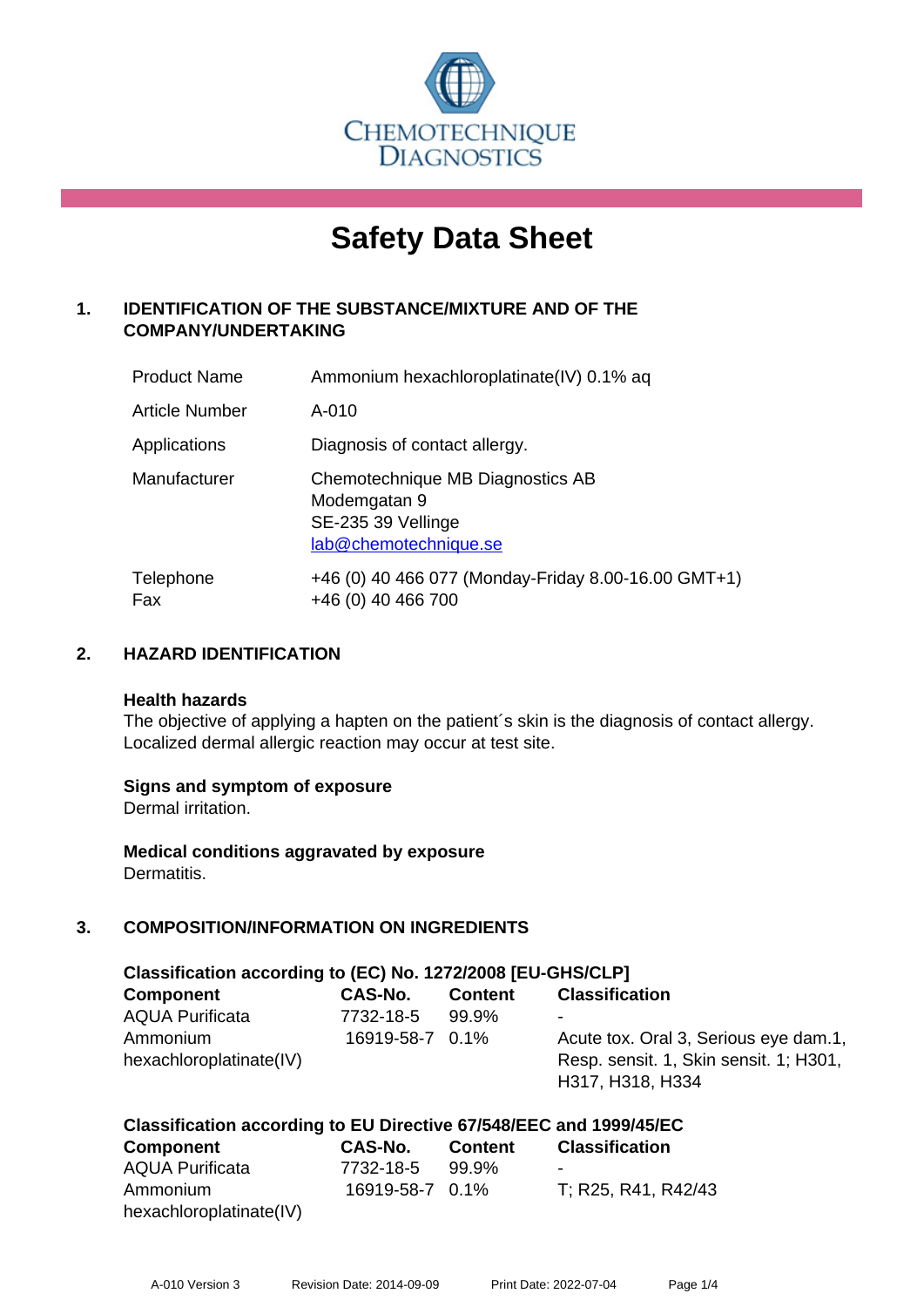CHEMOTECHNIQUE DIAGNOSTICS

# Safety Data Sheet

## 1. IDENTIFICATION OF THE SUBSTANCE/MIXTURE AND OF THE COMPANY/UNDERTAKING

| | |
|---|---|
| Product Name | Ammonium hexachloroplatinate(IV) 0.1% aq |
| Article Number | A-010 |
| Applications | Diagnosis of contact allergy. |
| Manufacturer | Chemotechnique MB Diagnostics AB<br>Modemgatan 9<br>SE-235 39 Vellinge<br>lab@chemotechnique.se |
| Telephone<br>Fax | +46 (0) 40 466 077 (Monday-Friday 8.00-16.00 GMT+1)<br>+46 (0) 40 466 700 |

## 2. HAZARD IDENTIFICATION

**Health hazards**
The objective of applying a hapten on the patient´s skin is the diagnosis of contact allergy. Localized dermal allergic reaction may occur at test site.

**Signs and symptom of exposure**
Dermal irritation.

**Medical conditions aggravated by exposure**
Dermatitis.

## 3. COMPOSITION/INFORMATION ON INGREDIENTS

**Classification according to (EC) No. 1272/2008 [EU-GHS/CLP]**

| Component | CAS-No. | Content | Classification |
|---|---|---|---|
| AQUA Purificata | 7732-18-5 | 99.9% | - |
| Ammonium hexachloroplatinate(IV) | 16919-58-7 | 0.1% | Acute tox. Oral 3, Serious eye dam.1, Resp. sensit. 1, Skin sensit. 1; H301, H317, H318, H334 |

**Classification according to EU Directive 67/548/EEC and 1999/45/EC**

| Component | CAS-No. | Content | Classification |
|---|---|---|---|
| AQUA Purificata | 7732-18-5 | 99.9% | - |
| Ammonium hexachloroplatinate(IV) | 16919-58-7 | 0.1% | T; R25, R41, R42/43 |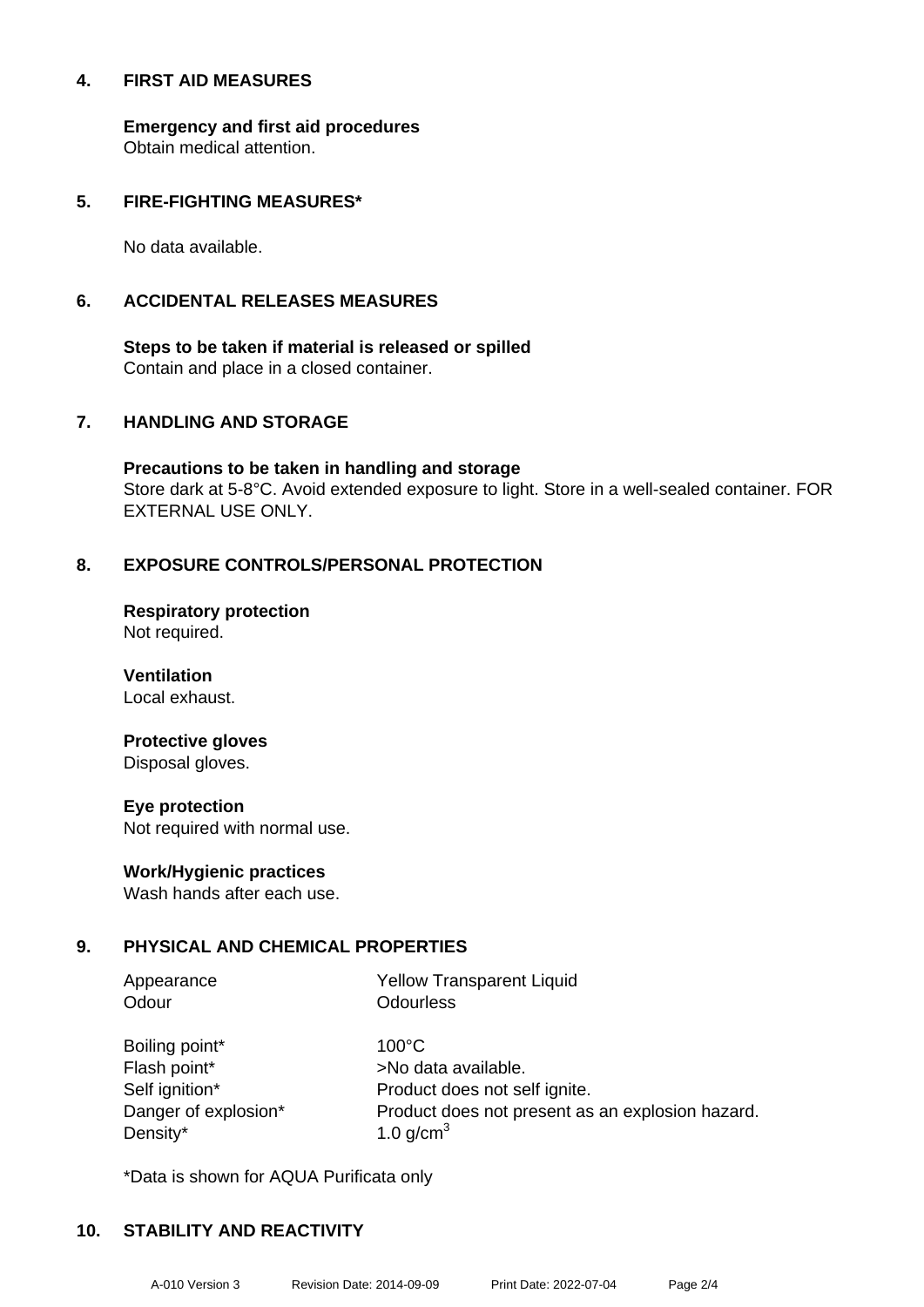## 4. FIRST AID MEASURES

**Emergency and first aid procedures**
Obtain medical attention.

## 5. FIRE-FIGHTING MEASURES*

No data available.

## 6. ACCIDENTAL RELEASES MEASURES

**Steps to be taken if material is released or spilled**
Contain and place in a closed container.

## 7. HANDLING AND STORAGE

**Precautions to be taken in handling and storage**
Store dark at 5-8°C. Avoid extended exposure to light. Store in a well-sealed container. FOR EXTERNAL USE ONLY.

## 8. EXPOSURE CONTROLS/PERSONAL PROTECTION

**Respiratory protection**
Not required.

**Ventilation**
Local exhaust.

**Protective gloves**
Disposal gloves.

**Eye protection**
Not required with normal use.

**Work/Hygienic practices**
Wash hands after each use.

## 9. PHYSICAL AND CHEMICAL PROPERTIES

| | |
|---|---|
| Appearance | Yellow Transparent Liquid |
| Odour | Odourless |
| Boiling point* | 100°C |
| Flash point* | >No data available. |
| Self ignition* | Product does not self ignite. |
| Danger of explosion* | Product does not present as an explosion hazard. |
| Density* | 1.0 g/cm$^3$ |

*Data is shown for AQUA Purificata only

## 10. STABILITY AND REACTIVITY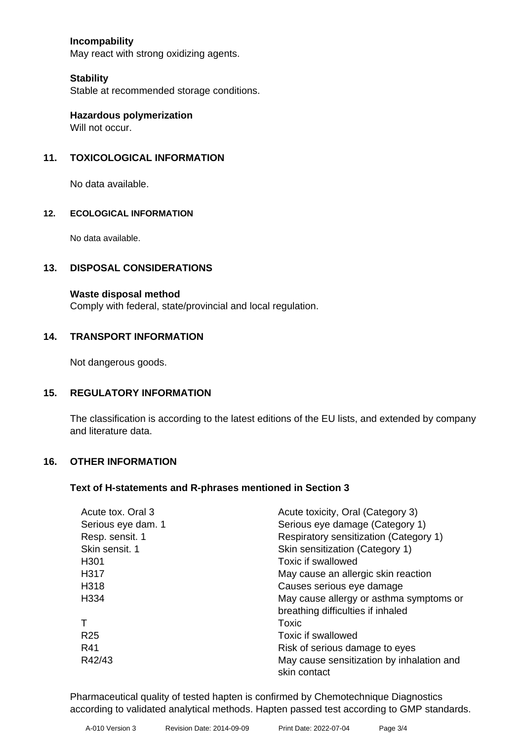**Incompatibility**
May react with strong oxidizing agents.

**Stability**
Stable at recommended storage conditions.

**Hazardous polymerization**
Will not occur.

## 11. TOXICOLOGICAL INFORMATION

No data available.

## 12. ECOLOGICAL INFORMATION

No data available.

## 13. DISPOSAL CONSIDERATIONS

**Waste disposal method**
Comply with federal, state/provincial and local regulation.

## 14. TRANSPORT INFORMATION

Not dangerous goods.

## 15. REGULATORY INFORMATION

The classification is according to the latest editions of the EU lists, and extended by company and literature data.

## 16. OTHER INFORMATION

**Text of H-statements and R-phrases mentioned in Section 3**

| | |
|---|---|
| Acute tox. Oral 3 | Acute toxicity, Oral (Category 3) |
| Serious eye dam. 1 | Serious eye damage (Category 1) |
| Resp. sensit. 1 | Respiratory sensitization (Category 1) |
| Skin sensit. 1 | Skin sensitization (Category 1) |
| H301 | Toxic if swallowed |
| H317 | May cause an allergic skin reaction |
| H318 | Causes serious eye damage |
| H334 | May cause allergy or asthma symptoms or breathing difficulties if inhaled |
| T | Toxic |
| R25 | Toxic if swallowed |
| R41 | Risk of serious damage to eyes |
| R42/43 | May cause sensitization by inhalation and skin contact |

Pharmaceutical quality of tested hapten is confirmed by Chemotechnique Diagnostics according to validated analytical methods. Hapten passed test according to GMP standards.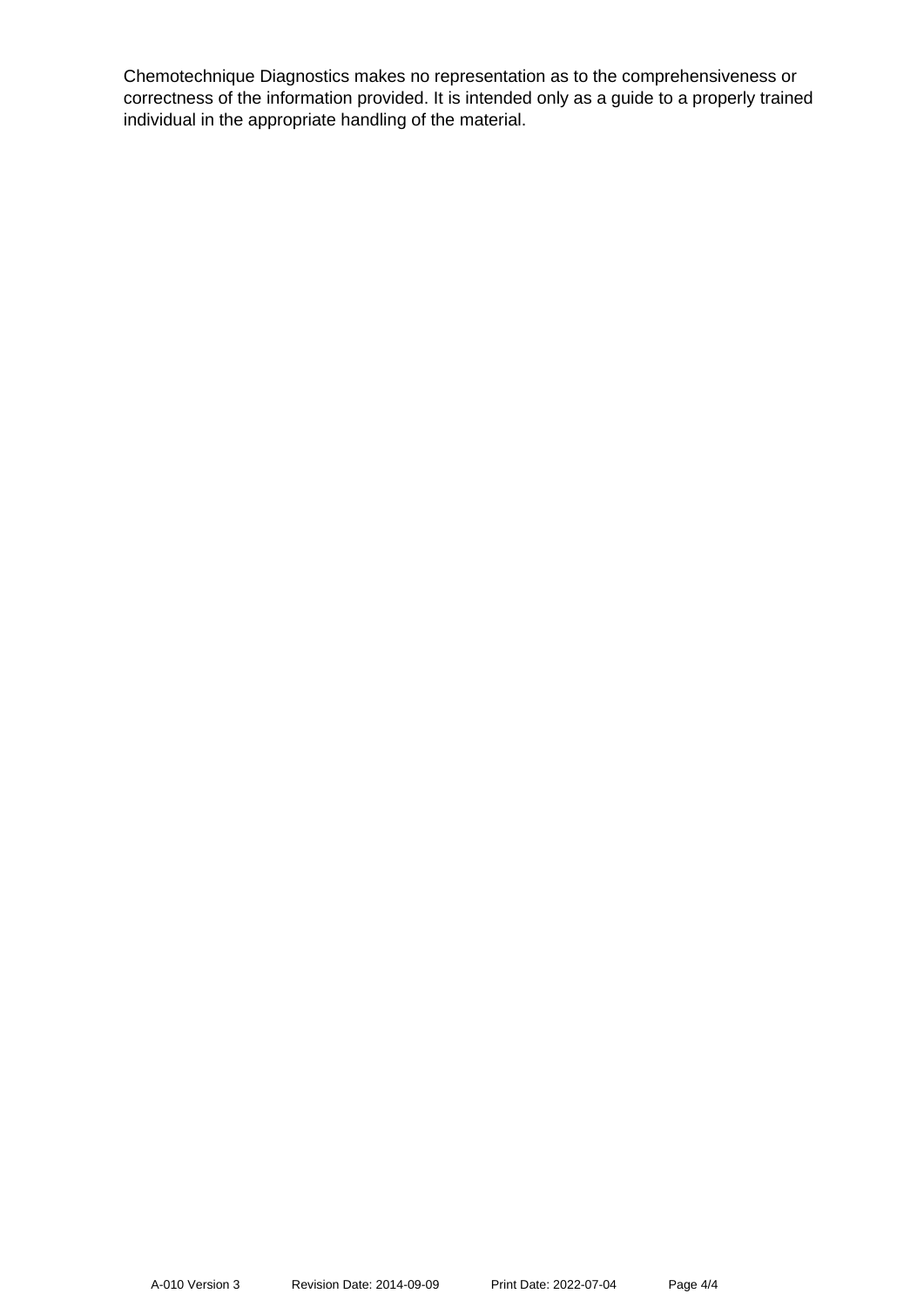Chemotechnique Diagnostics makes no representation as to the comprehensiveness or correctness of the information provided. It is intended only as a guide to a properly trained individual in the appropriate handling of the material.